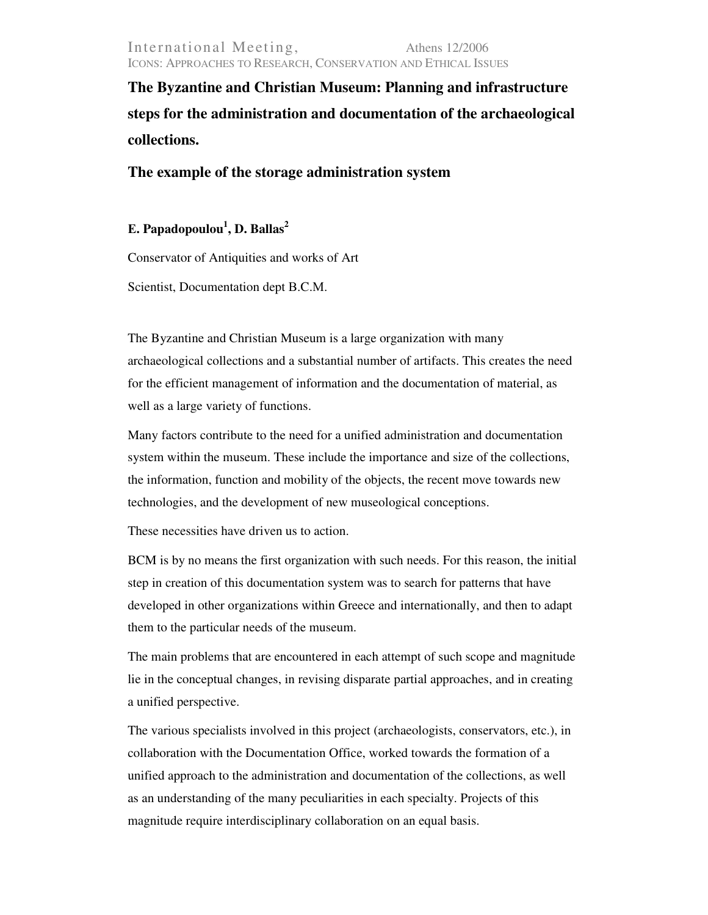International Meeting, Athens 12/2006
ICONS: APPROACHES TO RESEARCH, CONSERVATION AND ETHICAL ISSUES

# The Byzantine and Christian Museum: Planning and infrastructure steps for the administration and documentation of the archaeological collections.

## The example of the storage administration system

**E. Papadopoulou[1], D. Ballas[2]**

Conservator of Antiquities and works of Art

Scientist, Documentation dept B.C.M.

The Byzantine and Christian Museum is a large organization with many archaeological collections and a substantial number of artifacts. This creates the need for the efficient management of information and the documentation of material, as well as a large variety of functions.

Many factors contribute to the need for a unified administration and documentation system within the museum. These include the importance and size of the collections, the information, function and mobility of the objects, the recent move towards new technologies, and the development of new museological conceptions.

These necessities have driven us to action.

BCM is by no means the first organization with such needs. For this reason, the initial step in creation of this documentation system was to search for patterns that have developed in other organizations within Greece and internationally, and then to adapt them to the particular needs of the museum.

The main problems that are encountered in each attempt of such scope and magnitude lie in the conceptual changes, in revising disparate partial approaches, and in creating a unified perspective.

The various specialists involved in this project (archaeologists, conservators, etc.), in collaboration with the Documentation Office, worked towards the formation of a unified approach to the administration and documentation of the collections, as well as an understanding of the many peculiarities in each specialty. Projects of this magnitude require interdisciplinary collaboration on an equal basis.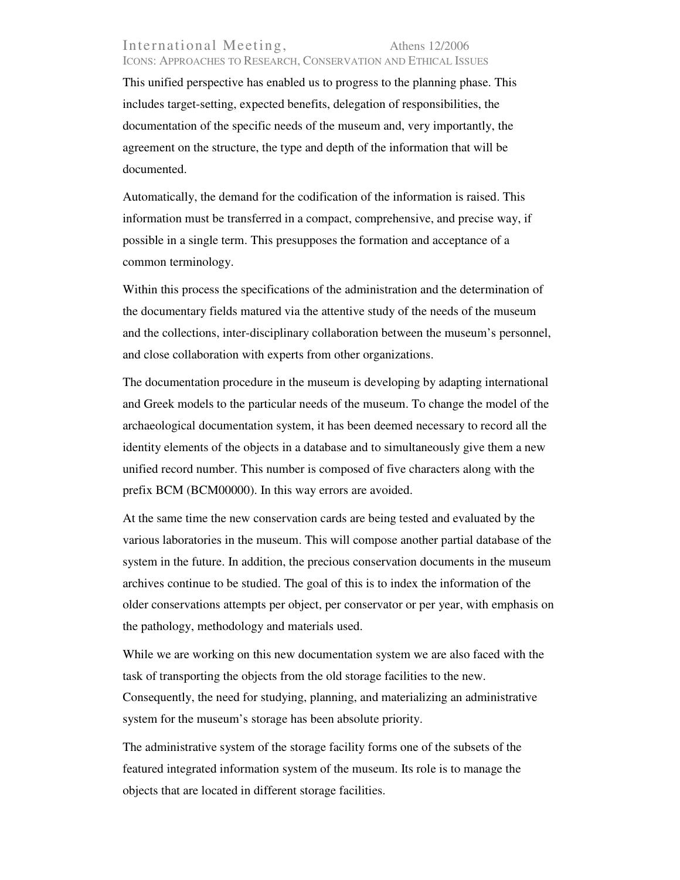This unified perspective has enabled us to progress to the planning phase. This includes target-setting, expected benefits, delegation of responsibilities, the documentation of the specific needs of the museum and, very importantly, the agreement on the structure, the type and depth of the information that will be documented.

Automatically, the demand for the codification of the information is raised. This information must be transferred in a compact, comprehensive, and precise way, if possible in a single term. This presupposes the formation and acceptance of a common terminology.

Within this process the specifications of the administration and the determination of the documentary fields matured via the attentive study of the needs of the museum and the collections, inter-disciplinary collaboration between the museum's personnel, and close collaboration with experts from other organizations.

The documentation procedure in the museum is developing by adapting international and Greek models to the particular needs of the museum. To change the model of the archaeological documentation system, it has been deemed necessary to record all the identity elements of the objects in a database and to simultaneously give them a new unified record number. This number is composed of five characters along with the prefix BCM (BCM00000). In this way errors are avoided.

At the same time the new conservation cards are being tested and evaluated by the various laboratories in the museum. This will compose another partial database of the system in the future. In addition, the precious conservation documents in the museum archives continue to be studied. The goal of this is to index the information of the older conservations attempts per object, per conservator or per year, with emphasis on the pathology, methodology and materials used.

While we are working on this new documentation system we are also faced with the task of transporting the objects from the old storage facilities to the new. Consequently, the need for studying, planning, and materializing an administrative system for the museum's storage has been absolute priority.

The administrative system of the storage facility forms one of the subsets of the featured integrated information system of the museum. Its role is to manage the objects that are located in different storage facilities.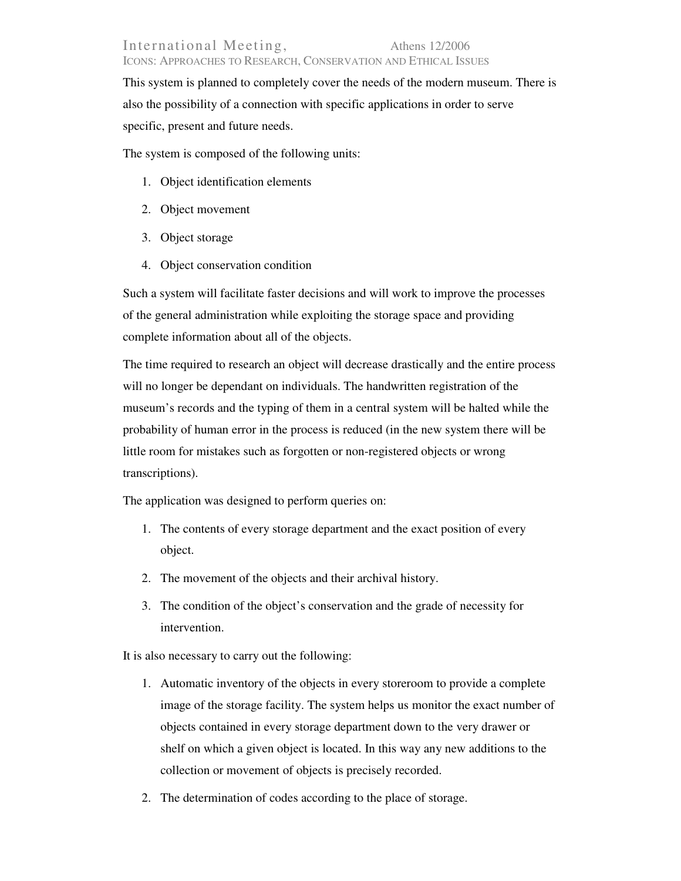This system is planned to completely cover the needs of the modern museum. There is also the possibility of a connection with specific applications in order to serve specific, present and future needs.

The system is composed of the following units:

1. Object identification elements
2. Object movement
3. Object storage
4. Object conservation condition

Such a system will facilitate faster decisions and will work to improve the processes of the general administration while exploiting the storage space and providing complete information about all of the objects.

The time required to research an object will decrease drastically and the entire process will no longer be dependant on individuals. The handwritten registration of the museum's records and the typing of them in a central system will be halted while the probability of human error in the process is reduced (in the new system there will be little room for mistakes such as forgotten or non-registered objects or wrong transcriptions).

The application was designed to perform queries on:

1. The contents of every storage department and the exact position of every object.
2. The movement of the objects and their archival history.
3. The condition of the object's conservation and the grade of necessity for intervention.

It is also necessary to carry out the following:

1. Automatic inventory of the objects in every storeroom to provide a complete image of the storage facility. The system helps us monitor the exact number of objects contained in every storage department down to the very drawer or shelf on which a given object is located. In this way any new additions to the collection or movement of objects is precisely recorded.
2. The determination of codes according to the place of storage.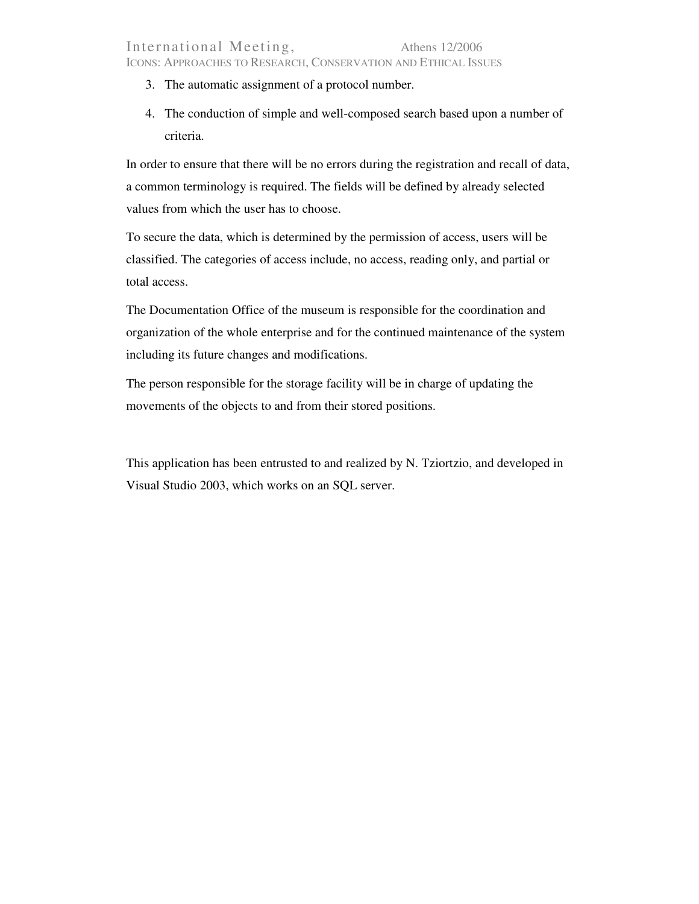3. The automatic assignment of a protocol number.
4. The conduction of simple and well-composed search based upon a number of criteria.

In order to ensure that there will be no errors during the registration and recall of data, a common terminology is required. The fields will be defined by already selected values from which the user has to choose.

To secure the data, which is determined by the permission of access, users will be classified. The categories of access include, no access, reading only, and partial or total access.

The Documentation Office of the museum is responsible for the coordination and organization of the whole enterprise and for the continued maintenance of the system including its future changes and modifications.

The person responsible for the storage facility will be in charge of updating the movements of the objects to and from their stored positions.

This application has been entrusted to and realized by N. Tziortzio, and developed in Visual Studio 2003, which works on an SQL server.